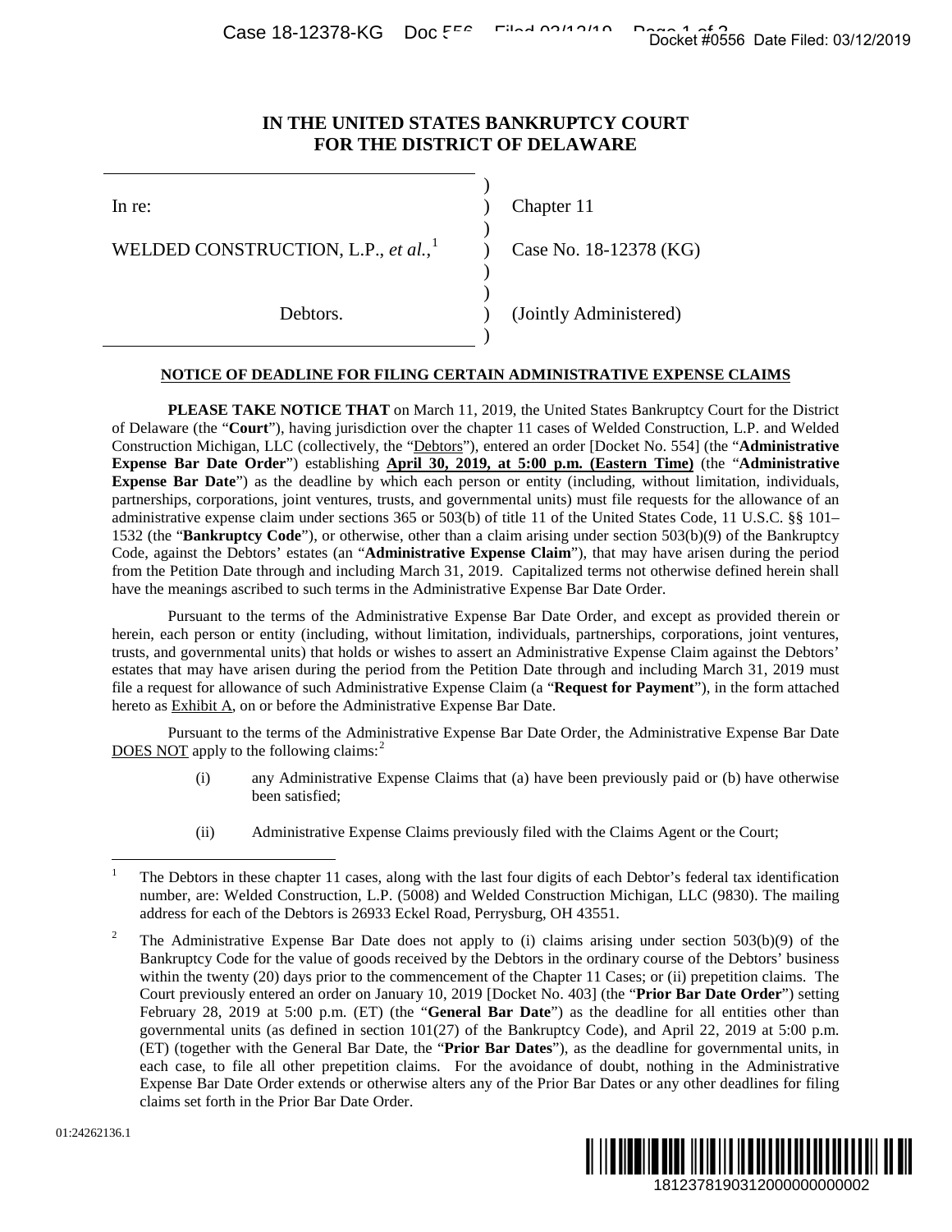# IN THE UNITED STATES BANKRUPTCY COURT FOR THE DISTRICT OF DELAWARE

| | | |
|---|---|---|
| In re: | ) | Chapter 11 |
| WELDED CONSTRUCTION, L.P., *et al.*,[1] | ) | Case No. 18-12378 (KG) |
| Debtors. | ) | (Jointly Administered) |

## NOTICE OF DEADLINE FOR FILING CERTAIN ADMINISTRATIVE EXPENSE CLAIMS

**PLEASE TAKE NOTICE THAT** on March 11, 2019, the United States Bankruptcy Court for the District of Delaware (the "**Court**"), having jurisdiction over the chapter 11 cases of Welded Construction, L.P. and Welded Construction Michigan, LLC (collectively, the "Debtors"), entered an order [Docket No. 554] (the "**Administrative Expense Bar Date Order**") establishing **April 30, 2019, at 5:00 p.m. (Eastern Time)** (the "**Administrative Expense Bar Date**") as the deadline by which each person or entity (including, without limitation, individuals, partnerships, corporations, joint ventures, trusts, and governmental units) must file requests for the allowance of an administrative expense claim under sections 365 or 503(b) of title 11 of the United States Code, 11 U.S.C. §§ 101–1532 (the "**Bankruptcy Code**"), or otherwise, other than a claim arising under section 503(b)(9) of the Bankruptcy Code, against the Debtors' estates (an "**Administrative Expense Claim**"), that may have arisen during the period from the Petition Date through and including March 31, 2019. Capitalized terms not otherwise defined herein shall have the meanings ascribed to such terms in the Administrative Expense Bar Date Order.

Pursuant to the terms of the Administrative Expense Bar Date Order, and except as provided therein or herein, each person or entity (including, without limitation, individuals, partnerships, corporations, joint ventures, trusts, and governmental units) that holds or wishes to assert an Administrative Expense Claim against the Debtors' estates that may have arisen during the period from the Petition Date through and including March 31, 2019 must file a request for allowance of such Administrative Expense Claim (a "**Request for Payment**"), in the form attached hereto as Exhibit A, on or before the Administrative Expense Bar Date.

Pursuant to the terms of the Administrative Expense Bar Date Order, the Administrative Expense Bar Date DOES NOT apply to the following claims:[2]

(i) any Administrative Expense Claims that (a) have been previously paid or (b) have otherwise been satisfied;

(ii) Administrative Expense Claims previously filed with the Claims Agent or the Court;

---

[1] The Debtors in these chapter 11 cases, along with the last four digits of each Debtor's federal tax identification number, are: Welded Construction, L.P. (5008) and Welded Construction Michigan, LLC (9830). The mailing address for each of the Debtors is 26933 Eckel Road, Perrysburg, OH 43551.

[2] The Administrative Expense Bar Date does not apply to (i) claims arising under section 503(b)(9) of the Bankruptcy Code for the value of goods received by the Debtors in the ordinary course of the Debtors' business within the twenty (20) days prior to the commencement of the Chapter 11 Cases; or (ii) prepetition claims. The Court previously entered an order on January 10, 2019 [Docket No. 403] (the "**Prior Bar Date Order**") setting February 28, 2019 at 5:00 p.m. (ET) (the "**General Bar Date**") as the deadline for all entities other than governmental units (as defined in section 101(27) of the Bankruptcy Code), and April 22, 2019 at 5:00 p.m. (ET) (together with the General Bar Date, the "**Prior Bar Dates**"), as the deadline for governmental units, in each case, to file all other prepetition claims. For the avoidance of doubt, nothing in the Administrative Expense Bar Date Order extends or otherwise alters any of the Prior Bar Dates or any other deadlines for filing claims set forth in the Prior Bar Date Order.

01:24262136.1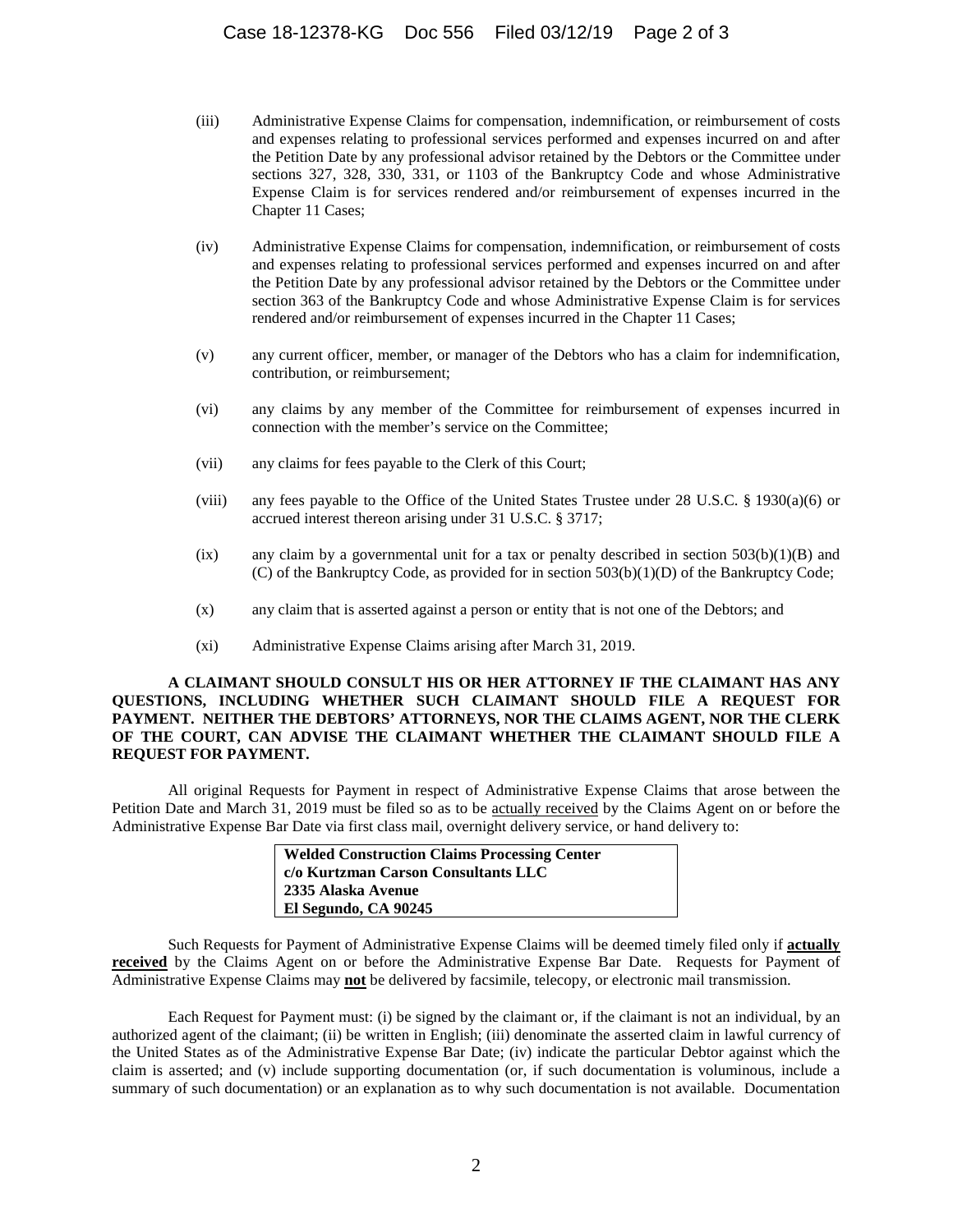(iii) Administrative Expense Claims for compensation, indemnification, or reimbursement of costs and expenses relating to professional services performed and expenses incurred on and after the Petition Date by any professional advisor retained by the Debtors or the Committee under sections 327, 328, 330, 331, or 1103 of the Bankruptcy Code and whose Administrative Expense Claim is for services rendered and/or reimbursement of expenses incurred in the Chapter 11 Cases;

(iv) Administrative Expense Claims for compensation, indemnification, or reimbursement of costs and expenses relating to professional services performed and expenses incurred on and after the Petition Date by any professional advisor retained by the Debtors or the Committee under section 363 of the Bankruptcy Code and whose Administrative Expense Claim is for services rendered and/or reimbursement of expenses incurred in the Chapter 11 Cases;

(v) any current officer, member, or manager of the Debtors who has a claim for indemnification, contribution, or reimbursement;

(vi) any claims by any member of the Committee for reimbursement of expenses incurred in connection with the member's service on the Committee;

(vii) any claims for fees payable to the Clerk of this Court;

(viii) any fees payable to the Office of the United States Trustee under 28 U.S.C. § 1930(a)(6) or accrued interest thereon arising under 31 U.S.C. § 3717;

(ix) any claim by a governmental unit for a tax or penalty described in section 503(b)(1)(B) and (C) of the Bankruptcy Code, as provided for in section 503(b)(1)(D) of the Bankruptcy Code;

(x) any claim that is asserted against a person or entity that is not one of the Debtors; and

(xi) Administrative Expense Claims arising after March 31, 2019.

**A CLAIMANT SHOULD CONSULT HIS OR HER ATTORNEY IF THE CLAIMANT HAS ANY QUESTIONS, INCLUDING WHETHER SUCH CLAIMANT SHOULD FILE A REQUEST FOR PAYMENT. NEITHER THE DEBTORS' ATTORNEYS, NOR THE CLAIMS AGENT, NOR THE CLERK OF THE COURT, CAN ADVISE THE CLAIMANT WHETHER THE CLAIMANT SHOULD FILE A REQUEST FOR PAYMENT.**

All original Requests for Payment in respect of Administrative Expense Claims that arose between the Petition Date and March 31, 2019 must be filed so as to be actually received by the Claims Agent on or before the Administrative Expense Bar Date via first class mail, overnight delivery service, or hand delivery to:

**Welded Construction Claims Processing Center**
**c/o Kurtzman Carson Consultants LLC**
**2335 Alaska Avenue**
**El Segundo, CA 90245**

Such Requests for Payment of Administrative Expense Claims will be deemed timely filed only if **actually received** by the Claims Agent on or before the Administrative Expense Bar Date. Requests for Payment of Administrative Expense Claims may **not** be delivered by facsimile, telecopy, or electronic mail transmission.

Each Request for Payment must: (i) be signed by the claimant or, if the claimant is not an individual, by an authorized agent of the claimant; (ii) be written in English; (iii) denominate the asserted claim in lawful currency of the United States as of the Administrative Expense Bar Date; (iv) indicate the particular Debtor against which the claim is asserted; and (v) include supporting documentation (or, if such documentation is voluminous, include a summary of such documentation) or an explanation as to why such documentation is not available. Documentation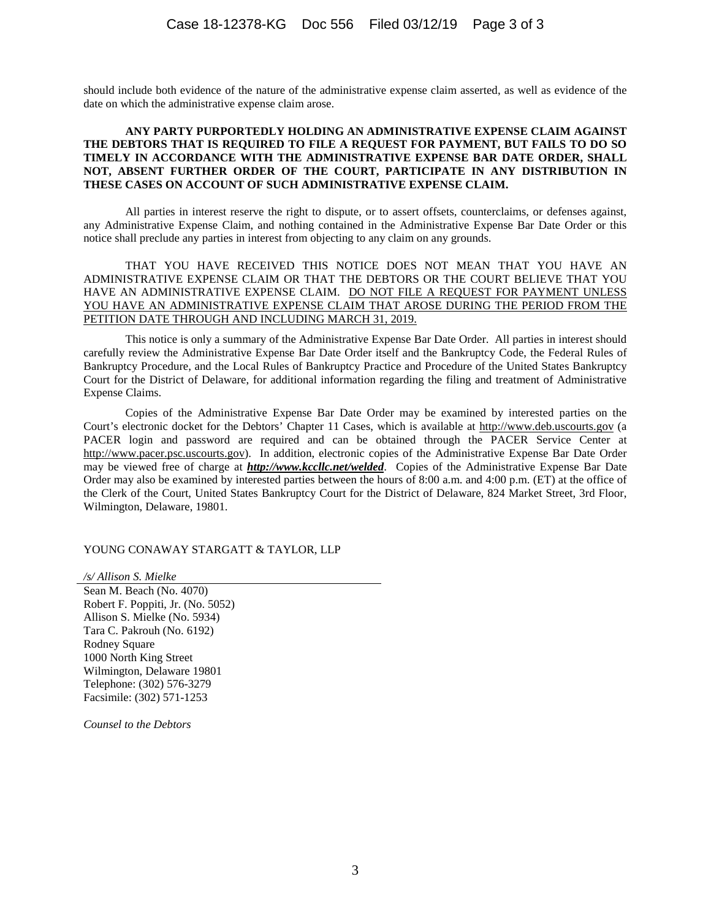should include both evidence of the nature of the administrative expense claim asserted, as well as evidence of the date on which the administrative expense claim arose.

**ANY PARTY PURPORTEDLY HOLDING AN ADMINISTRATIVE EXPENSE CLAIM AGAINST THE DEBTORS THAT IS REQUIRED TO FILE A REQUEST FOR PAYMENT, BUT FAILS TO DO SO TIMELY IN ACCORDANCE WITH THE ADMINISTRATIVE EXPENSE BAR DATE ORDER, SHALL NOT, ABSENT FURTHER ORDER OF THE COURT, PARTICIPATE IN ANY DISTRIBUTION IN THESE CASES ON ACCOUNT OF SUCH ADMINISTRATIVE EXPENSE CLAIM.**

All parties in interest reserve the right to dispute, or to assert offsets, counterclaims, or defenses against, any Administrative Expense Claim, and nothing contained in the Administrative Expense Bar Date Order or this notice shall preclude any parties in interest from objecting to any claim on any grounds.

THAT YOU HAVE RECEIVED THIS NOTICE DOES NOT MEAN THAT YOU HAVE AN ADMINISTRATIVE EXPENSE CLAIM OR THAT THE DEBTORS OR THE COURT BELIEVE THAT YOU HAVE AN ADMINISTRATIVE EXPENSE CLAIM. DO NOT FILE A REQUEST FOR PAYMENT UNLESS YOU HAVE AN ADMINISTRATIVE EXPENSE CLAIM THAT AROSE DURING THE PERIOD FROM THE PETITION DATE THROUGH AND INCLUDING MARCH 31, 2019.

This notice is only a summary of the Administrative Expense Bar Date Order. All parties in interest should carefully review the Administrative Expense Bar Date Order itself and the Bankruptcy Code, the Federal Rules of Bankruptcy Procedure, and the Local Rules of Bankruptcy Practice and Procedure of the United States Bankruptcy Court for the District of Delaware, for additional information regarding the filing and treatment of Administrative Expense Claims.

Copies of the Administrative Expense Bar Date Order may be examined by interested parties on the Court's electronic docket for the Debtors' Chapter 11 Cases, which is available at http://www.deb.uscourts.gov (a PACER login and password are required and can be obtained through the PACER Service Center at http://www.pacer.psc.uscourts.gov). In addition, electronic copies of the Administrative Expense Bar Date Order may be viewed free of charge at ***http://www.kccllc.net/welded***. Copies of the Administrative Expense Bar Date Order may also be examined by interested parties between the hours of 8:00 a.m. and 4:00 p.m. (ET) at the office of the Clerk of the Court, United States Bankruptcy Court for the District of Delaware, 824 Market Street, 3rd Floor, Wilmington, Delaware, 19801.

YOUNG CONAWAY STARGATT & TAYLOR, LLP

*/s/ Allison S. Mielke*
Sean M. Beach (No. 4070)
Robert F. Poppiti, Jr. (No. 5052)
Allison S. Mielke (No. 5934)
Tara C. Pakrouh (No. 6192)
Rodney Square
1000 North King Street
Wilmington, Delaware 19801
Telephone: (302) 576-3279
Facsimile: (302) 571-1253

*Counsel to the Debtors*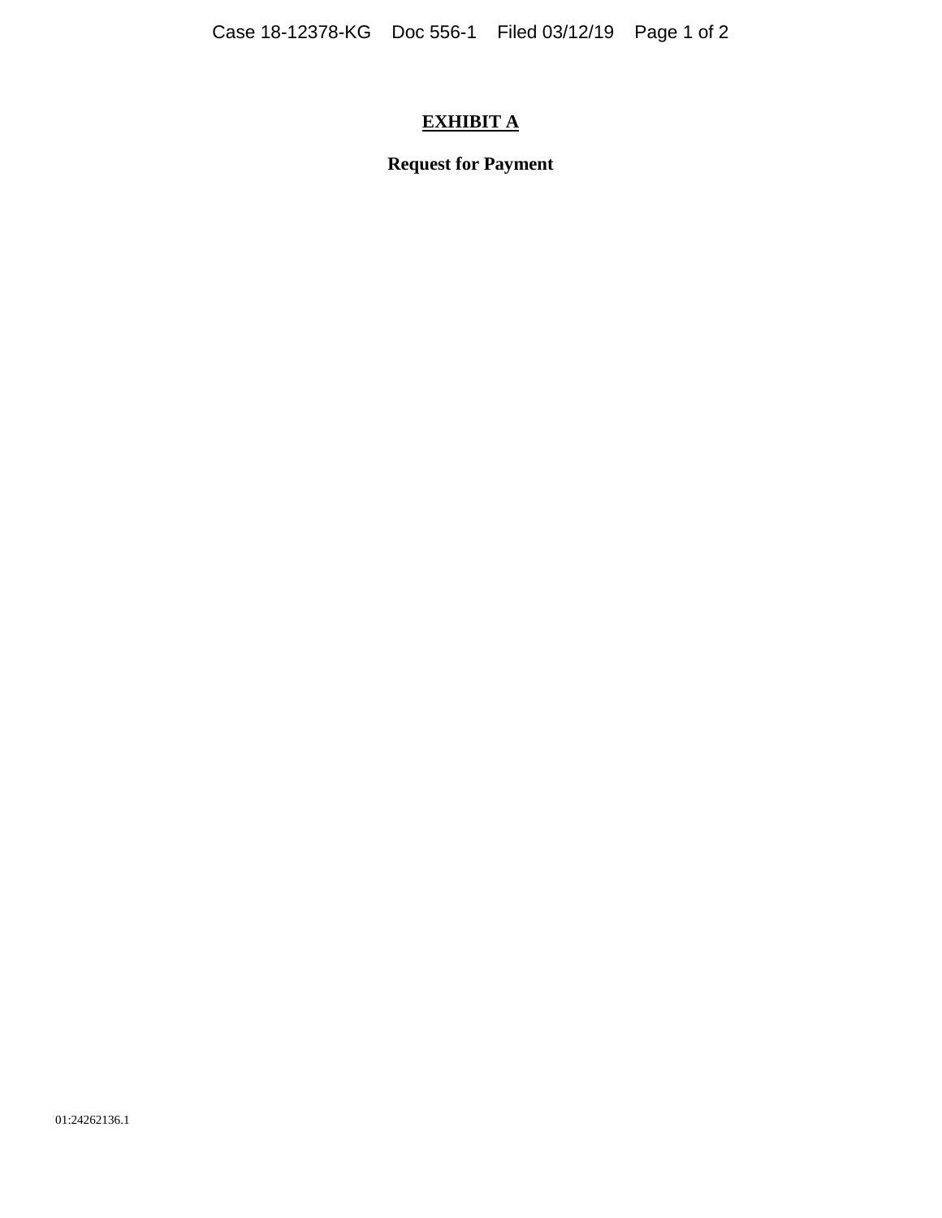# EXHIBIT A

**Request for Payment**

01:24262136.1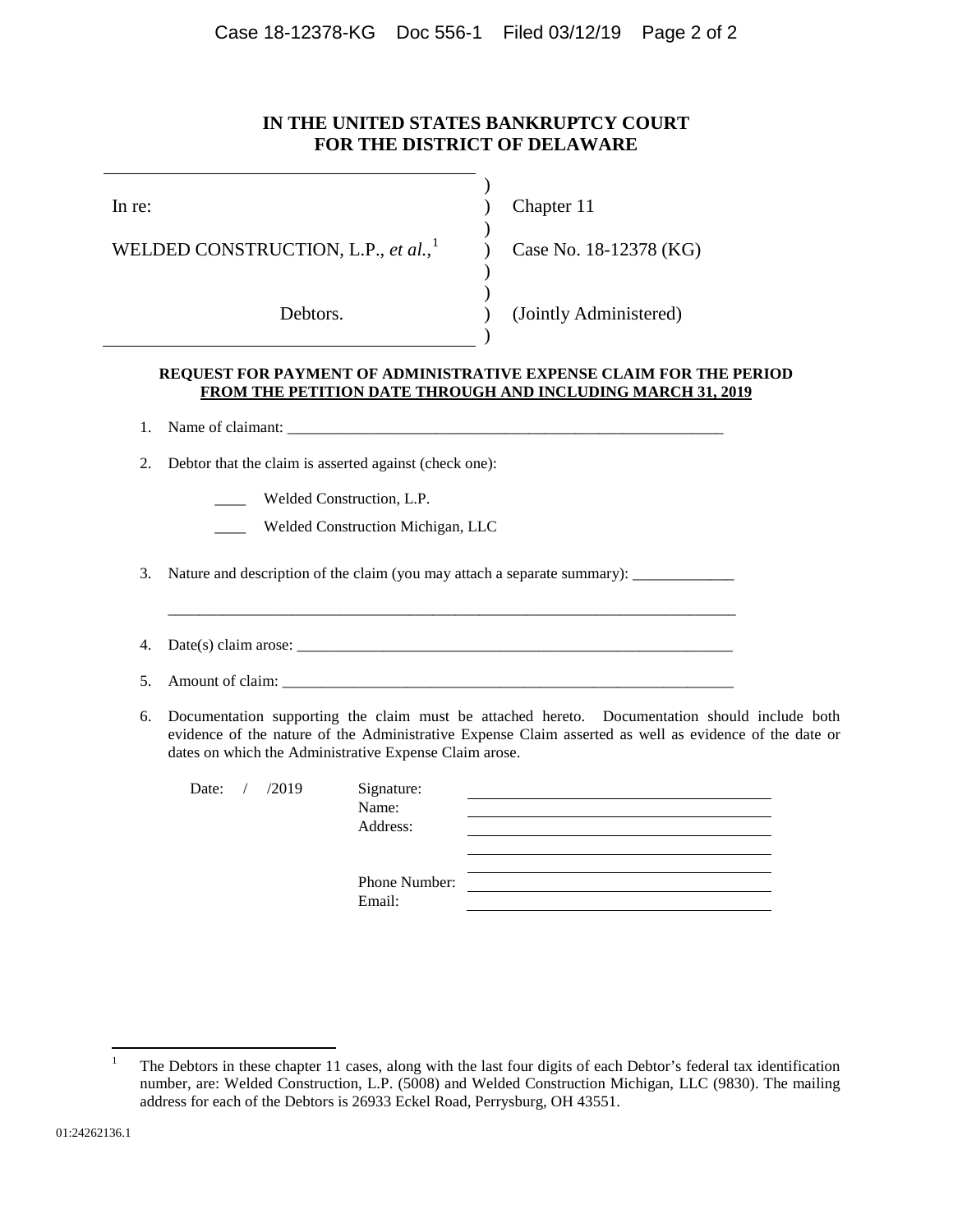# IN THE UNITED STATES BANKRUPTCY COURT FOR THE DISTRICT OF DELAWARE

| | | |
|---|---|---|
| In re: | ) | Chapter 11 |
| WELDED CONSTRUCTION, L.P., *et al.*,[1] | ) | Case No. 18-12378 (KG) |
| Debtors. | ) | (Jointly Administered) |

**REQUEST FOR PAYMENT OF ADMINISTRATIVE EXPENSE CLAIM FOR THE PERIOD FROM THE PETITION DATE THROUGH AND INCLUDING MARCH 31, 2019**

1. Name of claimant: ___________________________________________________________

2. Debtor that the claim is asserted against (check one):

   ____ Welded Construction, L.P.

   ____ Welded Construction Michigan, LLC

3. Nature and description of the claim (you may attach a separate summary): _____________

   ___________________________________________________________________________

4. Date(s) claim arose: ___________________________________________________________

5. Amount of claim: _____________________________________________________________

6. Documentation supporting the claim must be attached hereto. Documentation should include both evidence of the nature of the Administrative Expense Claim asserted as well as evidence of the date or dates on which the Administrative Expense Claim arose.

Date: / /2019

Signature: ______________________________

Name: ______________________________

Address: ______________________________

______________________________

______________________________

Phone Number: ______________________________

Email: ______________________________

[1] The Debtors in these chapter 11 cases, along with the last four digits of each Debtor's federal tax identification number, are: Welded Construction, L.P. (5008) and Welded Construction Michigan, LLC (9830). The mailing address for each of the Debtors is 26933 Eckel Road, Perrysburg, OH 43551.

01:24262136.1